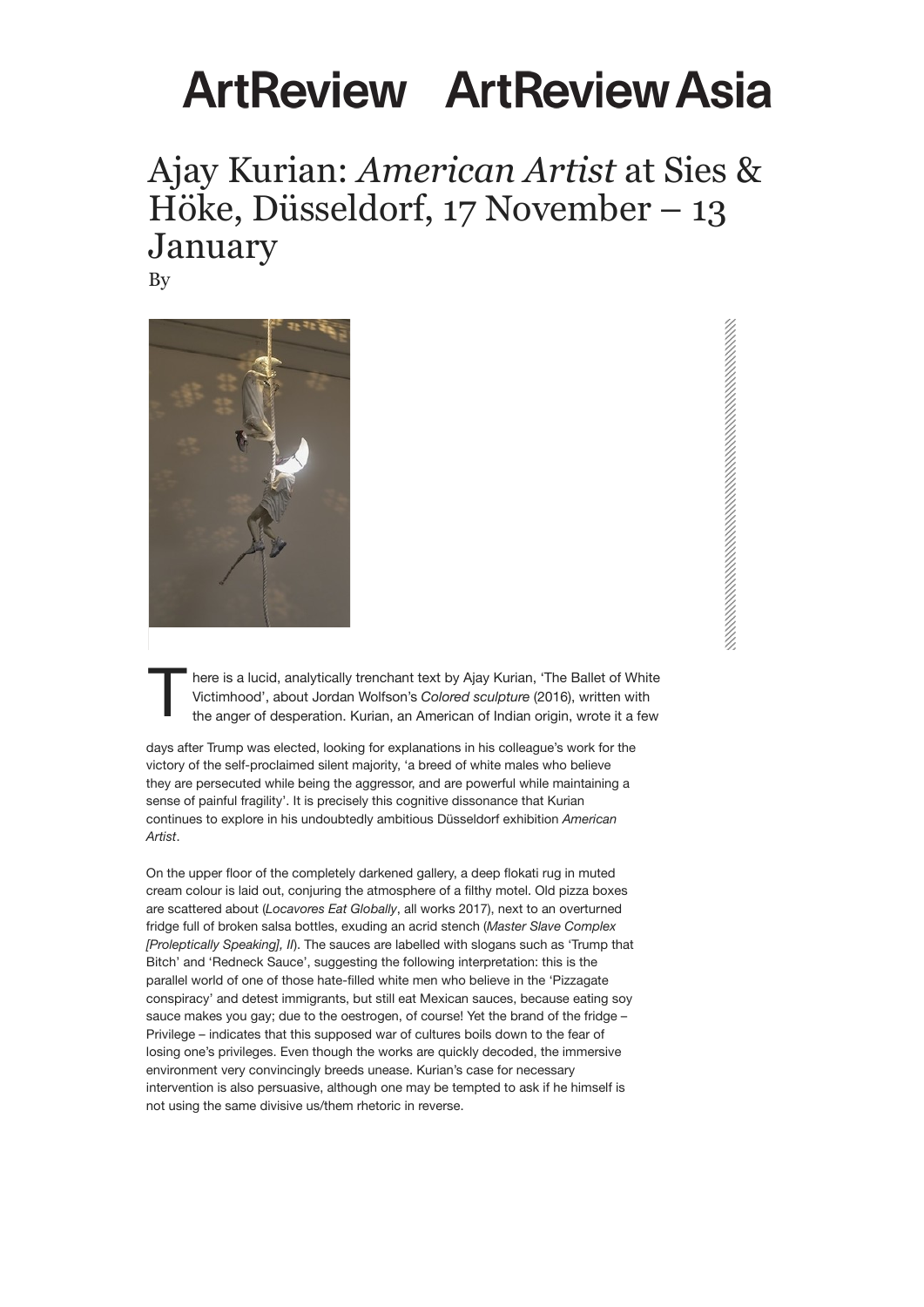ArtReview ArtReview Asia

# Ajay Kurian: *American Artist* at Sies & Höke, Düsseldorf, 17 November – 13 January

By

There is a lucid, analytically trenchant text by Ajay Kurian, 'The Ballet of White Victimhood', about Jordan Wolfson's *Colored sculpture* (2016), written with the anger of desperation. Kurian, an American of Indian origin, wrote it a few days after Trump was elected, looking for explanations in his colleague's work for the victory of the self-proclaimed silent majority, 'a breed of white males who believe they are persecuted while being the aggressor, and are powerful while maintaining a sense of painful fragility'. It is precisely this cognitive dissonance that Kurian continues to explore in his undoubtedly ambitious Düsseldorf exhibition *American Artist*.

On the upper floor of the completely darkened gallery, a deep flokati rug in muted cream colour is laid out, conjuring the atmosphere of a filthy motel. Old pizza boxes are scattered about (*Locavores Eat Globally*, all works 2017), next to an overturned fridge full of broken salsa bottles, exuding an acrid stench (*Master Slave Complex [Proleptically Speaking], II*). The sauces are labelled with slogans such as 'Trump that Bitch' and 'Redneck Sauce', suggesting the following interpretation: this is the parallel world of one of those hate-filled white men who believe in the 'Pizzagate conspiracy' and detest immigrants, but still eat Mexican sauces, because eating soy sauce makes you gay; due to the oestrogen, of course! Yet the brand of the fridge – Privilege – indicates that this supposed war of cultures boils down to the fear of losing one's privileges. Even though the works are quickly decoded, the immersive environment very convincingly breeds unease. Kurian's case for necessary intervention is also persuasive, although one may be tempted to ask if he himself is not using the same divisive us/them rhetoric in reverse.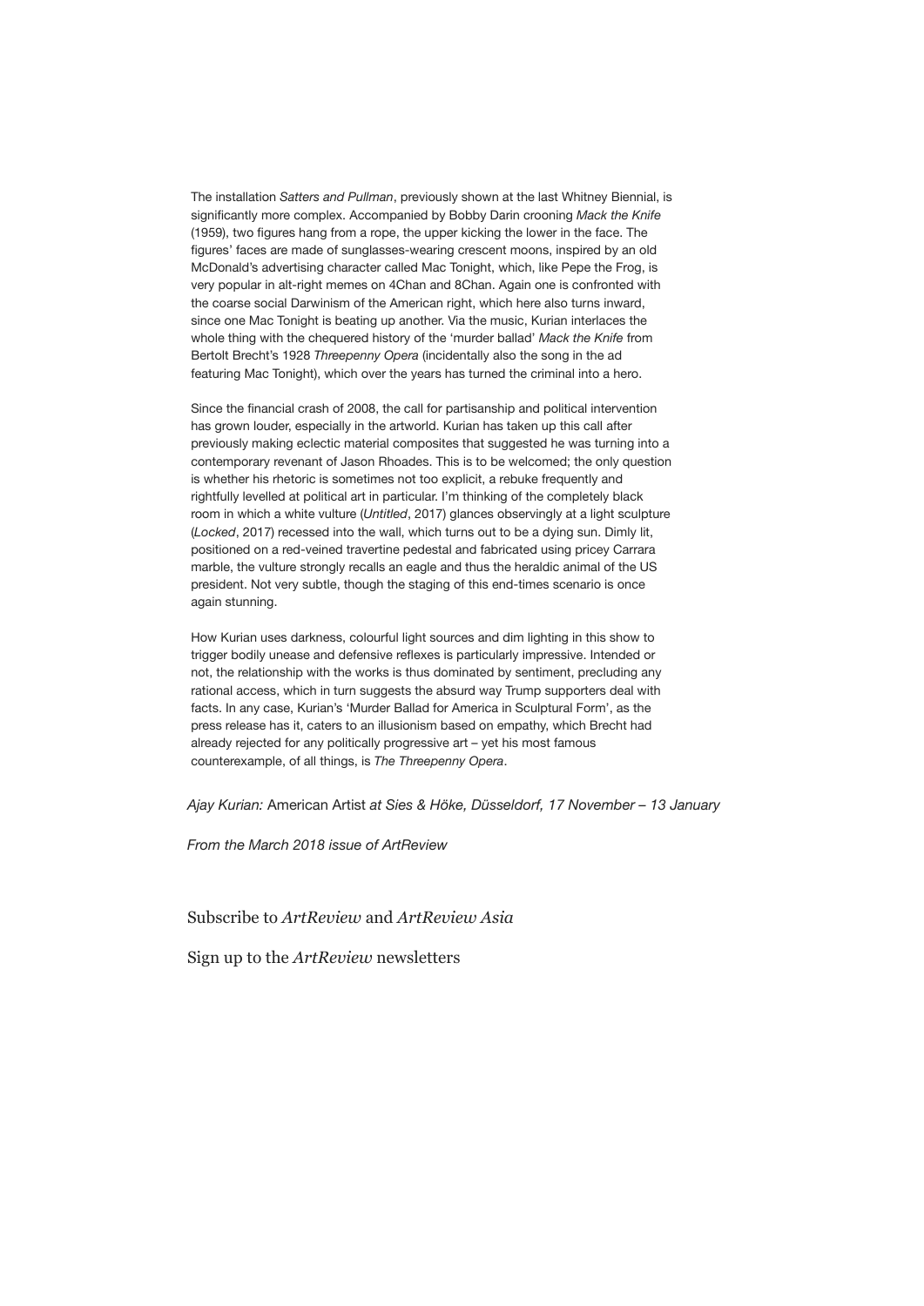The installation *Satters and Pullman*, previously shown at the last Whitney Biennial, is significantly more complex. Accompanied by Bobby Darin crooning *Mack the Knife* (1959), two figures hang from a rope, the upper kicking the lower in the face. The figures' faces are made of sunglasses-wearing crescent moons, inspired by an old McDonald's advertising character called Mac Tonight, which, like Pepe the Frog, is very popular in alt-right memes on 4Chan and 8Chan. Again one is confronted with the coarse social Darwinism of the American right, which here also turns inward, since one Mac Tonight is beating up another. Via the music, Kurian interlaces the whole thing with the chequered history of the 'murder ballad' *Mack the Knife* from Bertolt Brecht's 1928 *Threepenny Opera* (incidentally also the song in the ad featuring Mac Tonight), which over the years has turned the criminal into a hero.

Since the financial crash of 2008, the call for partisanship and political intervention has grown louder, especially in the artworld. Kurian has taken up this call after previously making eclectic material composites that suggested he was turning into a contemporary revenant of Jason Rhoades. This is to be welcomed; the only question is whether his rhetoric is sometimes not too explicit, a rebuke frequently and rightfully levelled at political art in particular. I'm thinking of the completely black room in which a white vulture (*Untitled*, 2017) glances observingly at a light sculpture (*Locked*, 2017) recessed into the wall, which turns out to be a dying sun. Dimly lit, positioned on a red-veined travertine pedestal and fabricated using pricey Carrara marble, the vulture strongly recalls an eagle and thus the heraldic animal of the US president. Not very subtle, though the staging of this end-times scenario is once again stunning.

How Kurian uses darkness, colourful light sources and dim lighting in this show to trigger bodily unease and defensive reflexes is particularly impressive. Intended or not, the relationship with the works is thus dominated by sentiment, precluding any rational access, which in turn suggests the absurd way Trump supporters deal with facts. In any case, Kurian's 'Murder Ballad for America in Sculptural Form', as the press release has it, caters to an illusionism based on empathy, which Brecht had already rejected for any politically progressive art – yet his most famous counterexample, of all things, is *The Threepenny Opera*.

*Ajay Kurian:* American Artist *at Sies & Höke, Düsseldorf, 17 November – 13 January*

*From the March 2018 issue of ArtReview*

Subscribe to *ArtReview* and *ArtReview Asia*

Sign up to the *ArtReview* newsletters